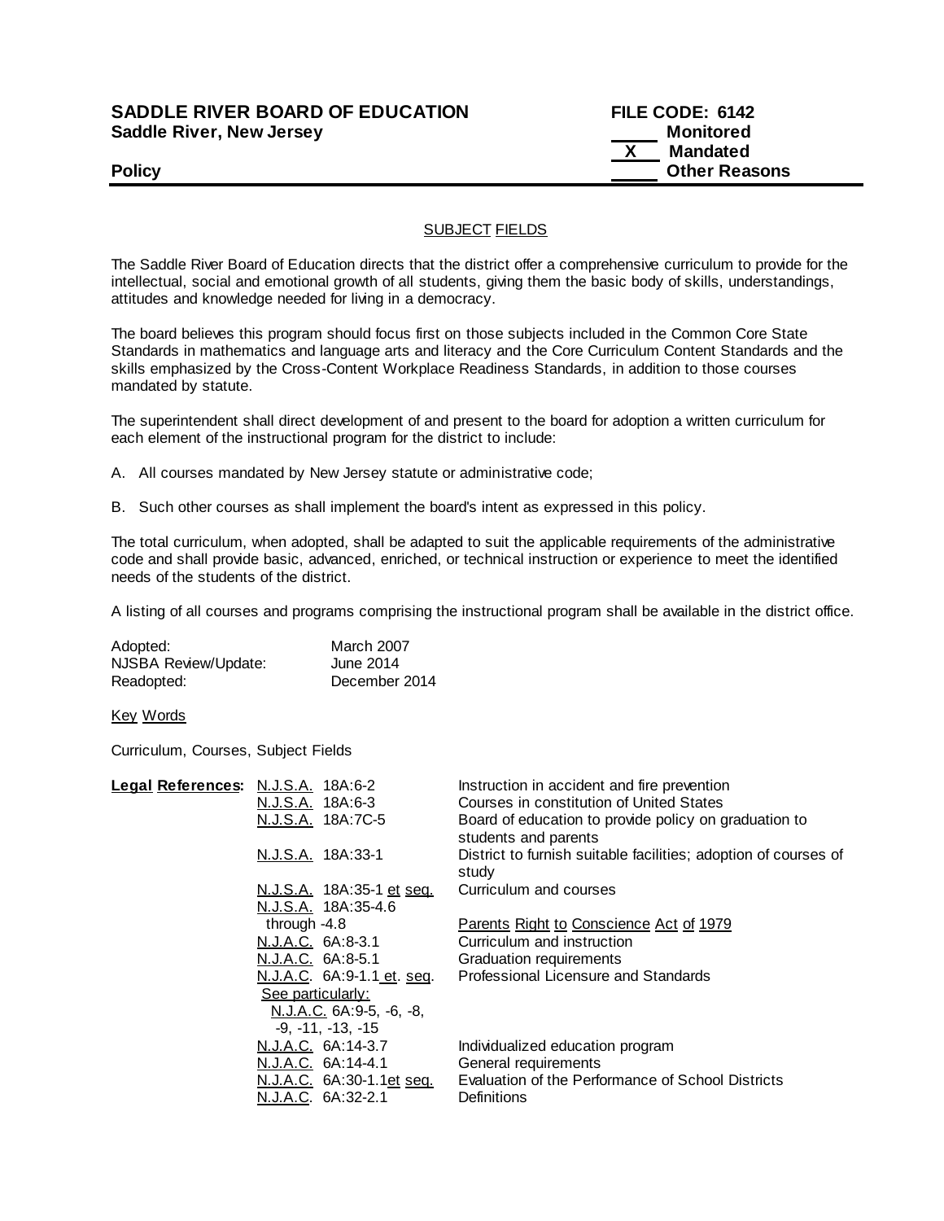**SADDLE RIVER BOARD OF EDUCATION**
**Saddle River, New Jersey**

**FILE CODE: 6142**
_____ **Monitored**
__X__ **Mandated**
_____ **Other Reasons**

**Policy**

## SUBJECT FIELDS

The Saddle River Board of Education directs that the district offer a comprehensive curriculum to provide for the intellectual, social and emotional growth of all students, giving them the basic body of skills, understandings, attitudes and knowledge needed for living in a democracy.

The board believes this program should focus first on those subjects included in the Common Core State Standards in mathematics and language arts and literacy and the Core Curriculum Content Standards and the skills emphasized by the Cross-Content Workplace Readiness Standards, in addition to those courses mandated by statute.

The superintendent shall direct development of and present to the board for adoption a written curriculum for each element of the instructional program for the district to include:

A. All courses mandated by New Jersey statute or administrative code;

B. Such other courses as shall implement the board's intent as expressed in this policy.

The total curriculum, when adopted, shall be adapted to suit the applicable requirements of the administrative code and shall provide basic, advanced, enriched, or technical instruction or experience to meet the identified needs of the students of the district.

A listing of all courses and programs comprising the instructional program shall be available in the district office.

| | |
|---|---|
| Adopted: | March 2007 |
| NJSBA Review/Update: | June 2014 |
| Readopted: | December 2014 |

Key Words

Curriculum, Courses, Subject Fields

| **Legal References:** | | |
|---|---|---|
| | N.J.S.A. 18A:6-2 | Instruction in accident and fire prevention |
| | N.J.S.A. 18A:6-3 | Courses in constitution of United States |
| | N.J.S.A. 18A:7C-5 | Board of education to provide policy on graduation to students and parents |
| | N.J.S.A. 18A:33-1 | District to furnish suitable facilities; adoption of courses of study |
| | N.J.S.A. 18A:35-1 et seq. | Curriculum and courses |
| | N.J.S.A. 18A:35-4.6 through -4.8 | Parents Right to Conscience Act of 1979 |
| | N.J.A.C. 6A:8-3.1 | Curriculum and instruction |
| | N.J.A.C. 6A:8-5.1 | Graduation requirements |
| | N.J.A.C. 6A:9-1.1 et. seq. | Professional Licensure and Standards |
| | See particularly: N.J.A.C. 6A:9-5, -6, -8, -9, -11, -13, -15 | |
| | N.J.A.C. 6A:14-3.7 | Individualized education program |
| | N.J.A.C. 6A:14-4.1 | General requirements |
| | N.J.A.C. 6A:30-1.1et seq. | Evaluation of the Performance of School Districts |
| | N.J.A.C. 6A:32-2.1 | Definitions |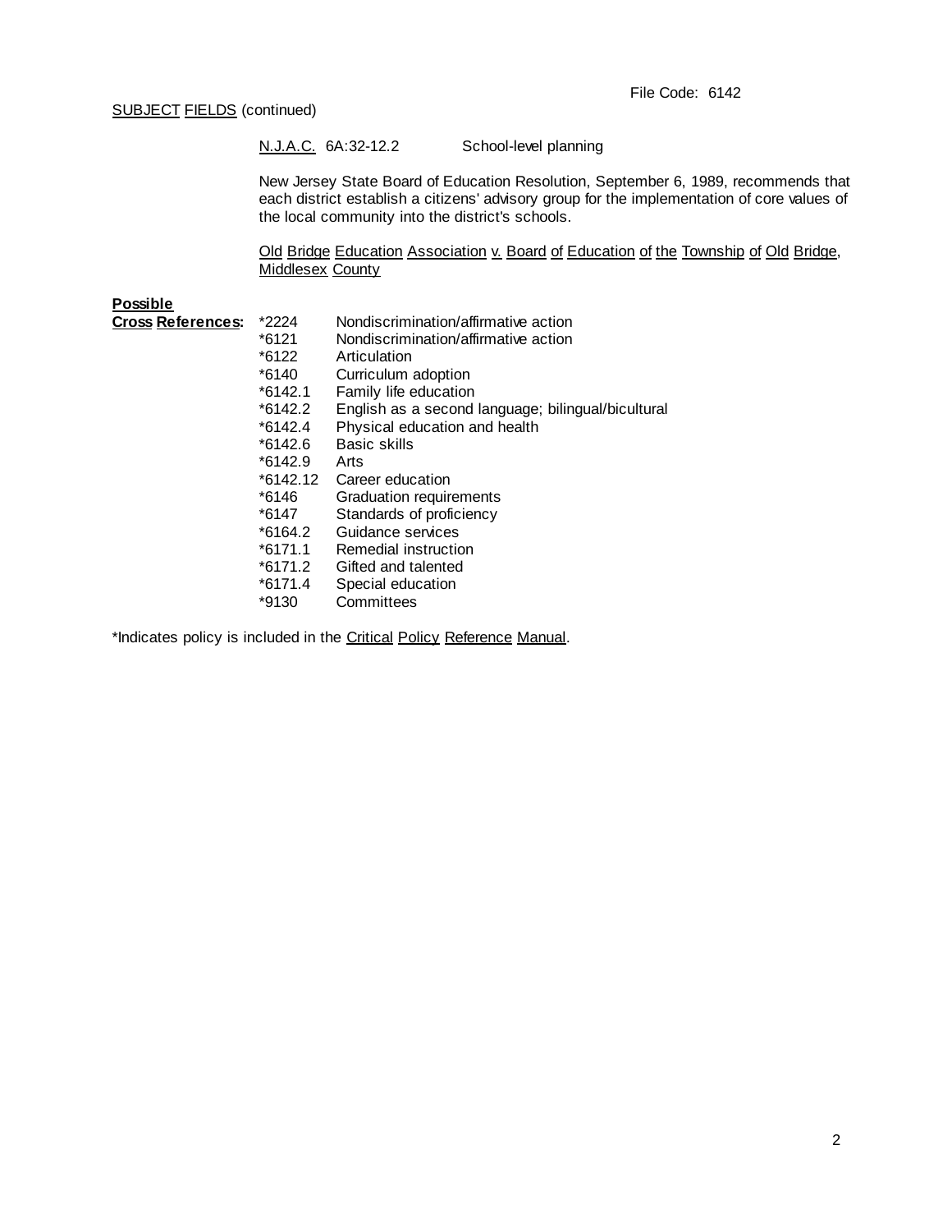File Code: 6142

SUBJECT FIELDS (continued)

N.J.A.C. 6A:32-12.2 School-level planning

New Jersey State Board of Education Resolution, September 6, 1989, recommends that each district establish a citizens' advisory group for the implementation of core values of the local community into the district's schools.

Old Bridge Education Association v. Board of Education of the Township of Old Bridge, Middlesex County

**Possible Cross References:**

| | |
|---|---|
| *2224 | Nondiscrimination/affirmative action |
| *6121 | Nondiscrimination/affirmative action |
| *6122 | Articulation |
| *6140 | Curriculum adoption |
| *6142.1 | Family life education |
| *6142.2 | English as a second language; bilingual/bicultural |
| *6142.4 | Physical education and health |
| *6142.6 | Basic skills |
| *6142.9 | Arts |
| *6142.12 | Career education |
| *6146 | Graduation requirements |
| *6147 | Standards of proficiency |
| *6164.2 | Guidance services |
| *6171.1 | Remedial instruction |
| *6171.2 | Gifted and talented |
| *6171.4 | Special education |
| *9130 | Committees |

*Indicates policy is included in the Critical Policy Reference Manual.